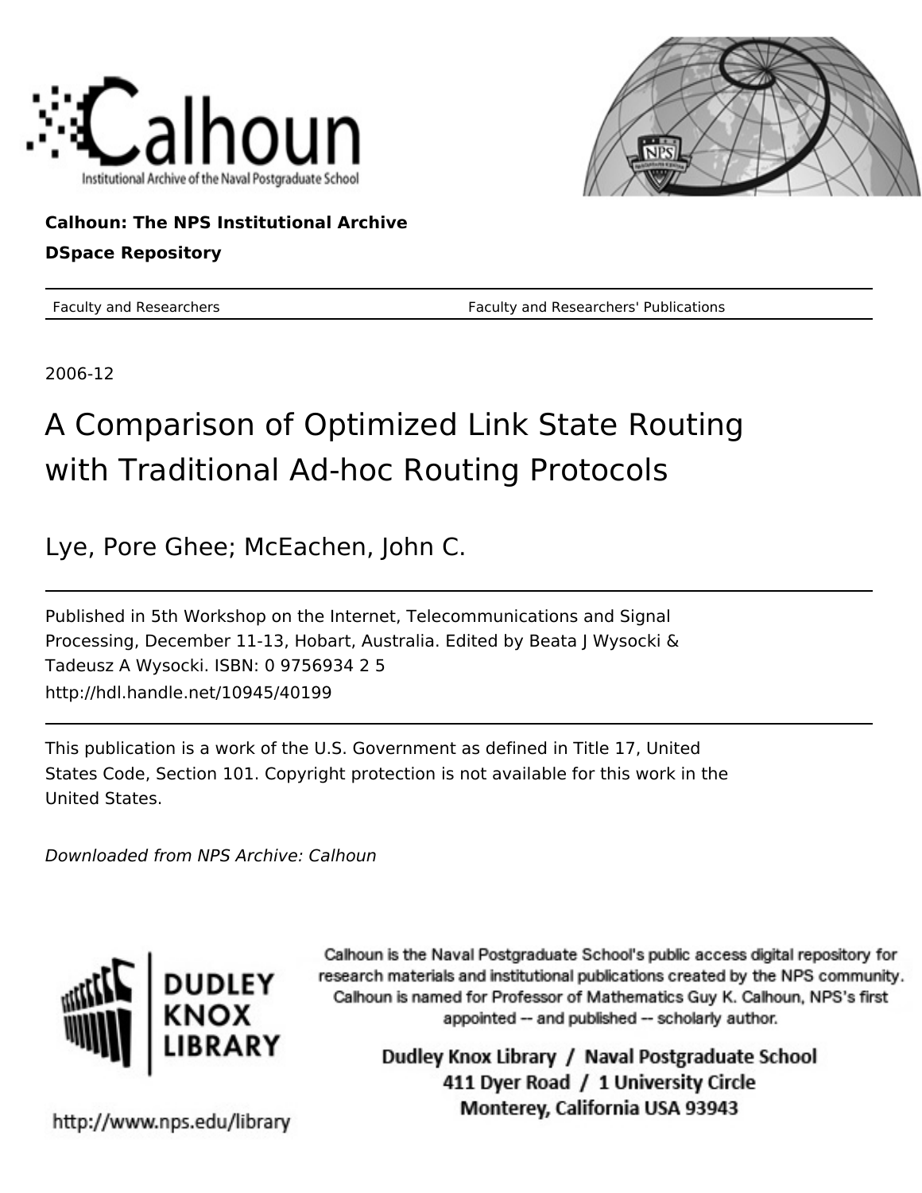Calhoun: The NPS Institutional Archive

DSpace Repository

Faculty and Researchers — Faculty and Researchers' Publications

2006-12

# A Comparison of Optimized Link State Routing with Traditional Ad-hoc Routing Protocols

Lye, Pore Ghee; McEachen, John C.

Published in 5th Workshop on the Internet, Telecommunications and Signal Processing, December 11-13, Hobart, Australia. Edited by Beata J Wysocki & Tadeusz A Wysocki. ISBN: 0 9756934 2 5

http://hdl.handle.net/10945/40199

This publication is a work of the U.S. Government as defined in Title 17, United States Code, Section 101. Copyright protection is not available for this work in the United States.

*Downloaded from NPS Archive: Calhoun*

Calhoun is the Naval Postgraduate School's public access digital repository for research materials and institutional publications created by the NPS community. Calhoun is named for Professor of Mathematics Guy K. Calhoun, NPS's first appointed -- and published -- scholarly author.

Dudley Knox Library / Naval Postgraduate School
411 Dyer Road / 1 University Circle
Monterey, California USA 93943

http://www.nps.edu/library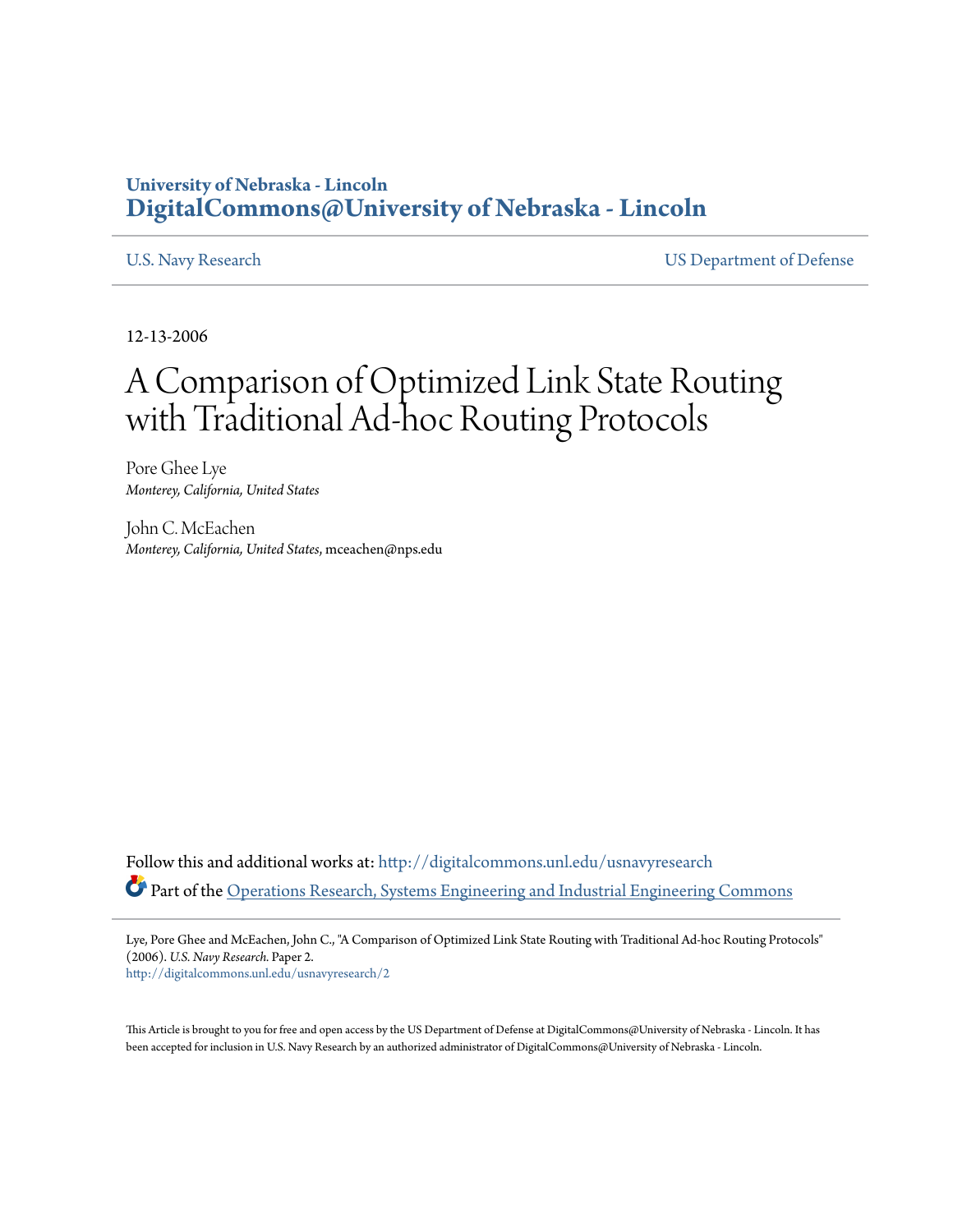University of Nebraska - Lincoln
**DigitalCommons@University of Nebraska - Lincoln**

U.S. Navy Research

US Department of Defense

12-13-2006

# A Comparison of Optimized Link State Routing with Traditional Ad-hoc Routing Protocols

Pore Ghee Lye
*Monterey, California, United States*

John C. McEachen
*Monterey, California, United States*, mceachen@nps.edu

Follow this and additional works at: http://digitalcommons.unl.edu/usnavyresearch

Part of the Operations Research, Systems Engineering and Industrial Engineering Commons

Lye, Pore Ghee and McEachen, John C., "A Comparison of Optimized Link State Routing with Traditional Ad-hoc Routing Protocols" (2006). *U.S. Navy Research.* Paper 2.
http://digitalcommons.unl.edu/usnavyresearch/2

This Article is brought to you for free and open access by the US Department of Defense at DigitalCommons@University of Nebraska - Lincoln. It has been accepted for inclusion in U.S. Navy Research by an authorized administrator of DigitalCommons@University of Nebraska - Lincoln.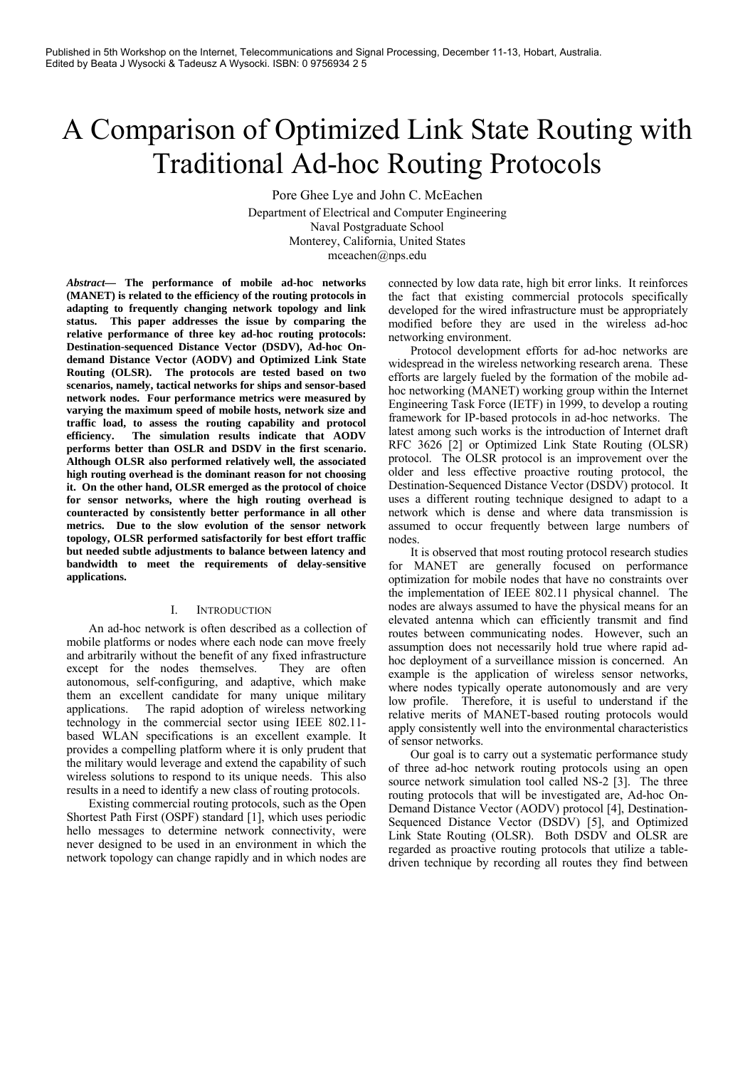Published in 5th Workshop on the Internet, Telecommunications and Signal Processing, December 11-13, Hobart, Australia. Edited by Beata J Wysocki & Tadeusz A Wysocki. ISBN: 0 9756934 2 5

# A Comparison of Optimized Link State Routing with Traditional Ad-hoc Routing Protocols

Pore Ghee Lye and John C. McEachen

Department of Electrical and Computer Engineering
Naval Postgraduate School
Monterey, California, United States
mceachen@nps.edu

***Abstract*— The performance of mobile ad-hoc networks (MANET) is related to the efficiency of the routing protocols in adapting to frequently changing network topology and link status. This paper addresses the issue by comparing the relative performance of three key ad-hoc routing protocols: Destination-sequenced Distance Vector (DSDV), Ad-hoc On-demand Distance Vector (AODV) and Optimized Link State Routing (OLSR). The protocols are tested based on two scenarios, namely, tactical networks for ships and sensor-based network nodes. Four performance metrics were measured by varying the maximum speed of mobile hosts, network size and traffic load, to assess the routing capability and protocol efficiency. The simulation results indicate that AODV performs better than OSLR and DSDV in the first scenario. Although OLSR also performed relatively well, the associated high routing overhead is the dominant reason for not choosing it. On the other hand, OLSR emerged as the protocol of choice for sensor networks, where the high routing overhead is counteracted by consistently better performance in all other metrics. Due to the slow evolution of the sensor network topology, OLSR performed satisfactorily for best effort traffic but needed subtle adjustments to balance between latency and bandwidth to meet the requirements of delay-sensitive applications.**

## I. INTRODUCTION

An ad-hoc network is often described as a collection of mobile platforms or nodes where each node can move freely and arbitrarily without the benefit of any fixed infrastructure except for the nodes themselves. They are often autonomous, self-configuring, and adaptive, which make them an excellent candidate for many unique military applications. The rapid adoption of wireless networking technology in the commercial sector using IEEE 802.11-based WLAN specifications is an excellent example. It provides a compelling platform where it is only prudent that the military would leverage and extend the capability of such wireless solutions to respond to its unique needs. This also results in a need to identify a new class of routing protocols.

Existing commercial routing protocols, such as the Open Shortest Path First (OSPF) standard [1], which uses periodic hello messages to determine network connectivity, were never designed to be used in an environment in which the network topology can change rapidly and in which nodes are connected by low data rate, high bit error links. It reinforces the fact that existing commercial protocols specifically developed for the wired infrastructure must be appropriately modified before they are used in the wireless ad-hoc networking environment.

Protocol development efforts for ad-hoc networks are widespread in the wireless networking research arena. These efforts are largely fueled by the formation of the mobile ad-hoc networking (MANET) working group within the Internet Engineering Task Force (IETF) in 1999, to develop a routing framework for IP-based protocols in ad-hoc networks. The latest among such works is the introduction of Internet draft RFC 3626 [2] or Optimized Link State Routing (OLSR) protocol. The OLSR protocol is an improvement over the older and less effective proactive routing protocol, the Destination-Sequenced Distance Vector (DSDV) protocol. It uses a different routing technique designed to adapt to a network which is dense and where data transmission is assumed to occur frequently between large numbers of nodes.

It is observed that most routing protocol research studies for MANET are generally focused on performance optimization for mobile nodes that have no constraints over the implementation of IEEE 802.11 physical channel. The nodes are always assumed to have the physical means for an elevated antenna which can efficiently transmit and find routes between communicating nodes. However, such an assumption does not necessarily hold true where rapid ad-hoc deployment of a surveillance mission is concerned. An example is the application of wireless sensor networks, where nodes typically operate autonomously and are very low profile. Therefore, it is useful to understand if the relative merits of MANET-based routing protocols would apply consistently well into the environmental characteristics of sensor networks.

Our goal is to carry out a systematic performance study of three ad-hoc network routing protocols using an open source network simulation tool called NS-2 [3]. The three routing protocols that will be investigated are, Ad-hoc On-Demand Distance Vector (AODV) protocol [4], Destination-Sequenced Distance Vector (DSDV) [5], and Optimized Link State Routing (OLSR). Both DSDV and OLSR are regarded as proactive routing protocols that utilize a table-driven technique by recording all routes they find between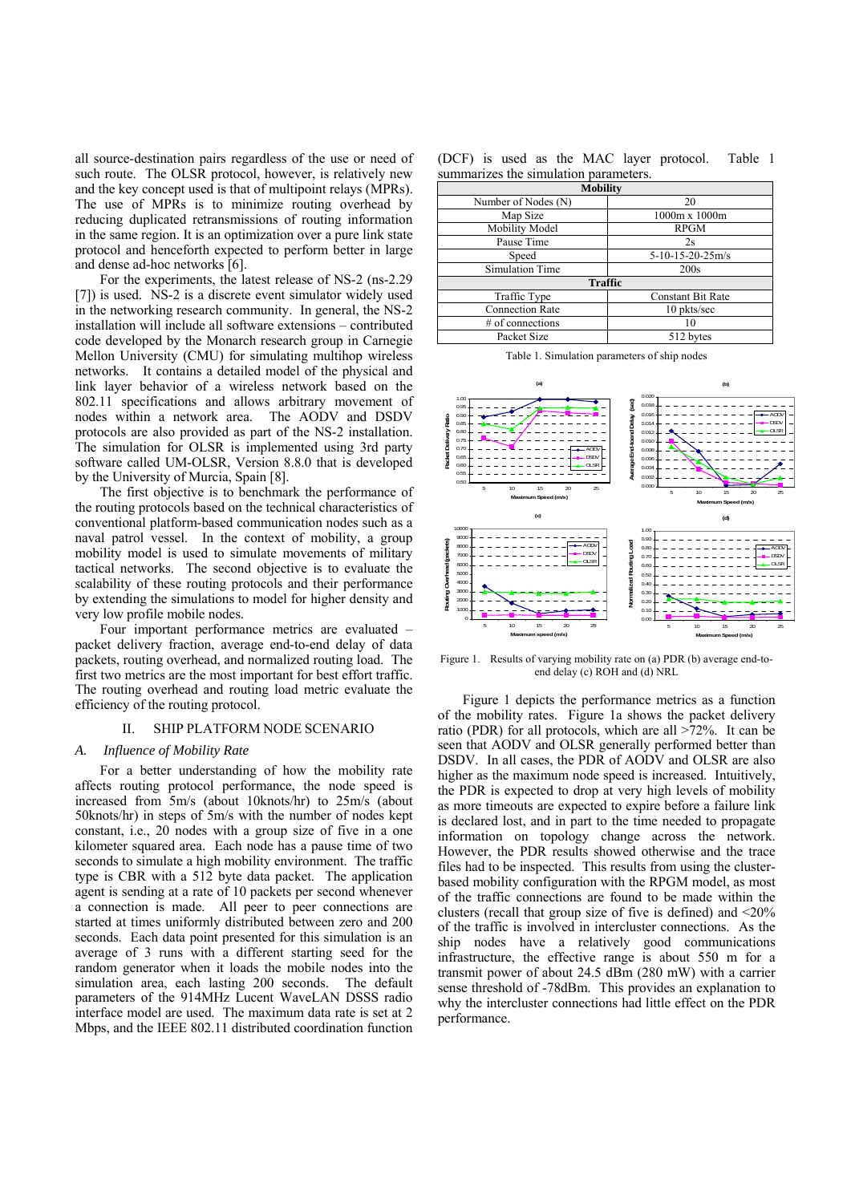all source-destination pairs regardless of the use or need of such route. The OLSR protocol, however, is relatively new and the key concept used is that of multipoint relays (MPRs). The use of MPRs is to minimize routing overhead by reducing duplicated retransmissions of routing information in the same region. It is an optimization over a pure link state protocol and henceforth expected to perform better in large and dense ad-hoc networks [6].

For the experiments, the latest release of NS-2 (ns-2.29 [7]) is used. NS-2 is a discrete event simulator widely used in the networking research community. In general, the NS-2 installation will include all software extensions – contributed code developed by the Monarch research group in Carnegie Mellon University (CMU) for simulating multihop wireless networks. It contains a detailed model of the physical and link layer behavior of a wireless network based on the 802.11 specifications and allows arbitrary movement of nodes within a network area. The AODV and DSDV protocols are also provided as part of the NS-2 installation. The simulation for OLSR is implemented using 3rd party software called UM-OLSR, Version 8.8.0 that is developed by the University of Murcia, Spain [8].

The first objective is to benchmark the performance of the routing protocols based on the technical characteristics of conventional platform-based communication nodes such as a naval patrol vessel. In the context of mobility, a group mobility model is used to simulate movements of military tactical networks. The second objective is to evaluate the scalability of these routing protocols and their performance by extending the simulations to model for higher density and very low profile mobile nodes.

Four important performance metrics are evaluated – packet delivery fraction, average end-to-end delay of data packets, routing overhead, and normalized routing load. The first two metrics are the most important for best effort traffic. The routing overhead and routing load metric evaluate the efficiency of the routing protocol.

## II. SHIP PLATFORM NODE SCENARIO

### A. *Influence of Mobility Rate*

For a better understanding of how the mobility rate affects routing protocol performance, the node speed is increased from 5m/s (about 10knots/hr) to 25m/s (about 50knots/hr) in steps of 5m/s with the number of nodes kept constant, i.e., 20 nodes with a group size of five in a one kilometer squared area. Each node has a pause time of two seconds to simulate a high mobility environment. The traffic type is CBR with a 512 byte data packet. The application agent is sending at a rate of 10 packets per second whenever a connection is made. All peer to peer connections are started at times uniformly distributed between zero and 200 seconds. Each data point presented for this simulation is an average of 3 runs with a different starting seed for the random generator when it loads the mobile nodes into the simulation area, each lasting 200 seconds. The default parameters of the 914MHz Lucent WaveLAN DSSS radio interface model are used. The maximum data rate is set at 2 Mbps, and the IEEE 802.11 distributed coordination function (DCF) is used as the MAC layer protocol. Table 1 summarizes the simulation parameters.

| Mobility | |
|---|---|
| Number of Nodes (N) | 20 |
| Map Size | 1000m x 1000m |
| Mobility Model | RPGM |
| Pause Time | 2s |
| Speed | 5-10-15-20-25m/s |
| Simulation Time | 200s |
| **Traffic** | |
| Traffic Type | Constant Bit Rate |
| Connection Rate | 10 pkts/sec |
| # of connections | 10 |
| Packet Size | 512 bytes |

Table 1. Simulation parameters of ship nodes

Figure 1. Results of varying mobility rate on (a) PDR (b) average end-to-end delay (c) ROH and (d) NRL

Figure 1 depicts the performance metrics as a function of the mobility rates. Figure 1a shows the packet delivery ratio (PDR) for all protocols, which are all >72%. It can be seen that AODV and OLSR generally performed better than DSDV. In all cases, the PDR of AODV and OLSR are also higher as the maximum node speed is increased. Intuitively, the PDR is expected to drop at very high levels of mobility as more timeouts are expected to expire before a failure link is declared lost, and in part to the time needed to propagate information on topology change across the network. However, the PDR results showed otherwise and the trace files had to be inspected. This results from using the cluster-based mobility configuration with the RPGM model, as most of the traffic connections are found to be made within the clusters (recall that group size of five is defined) and <20% of the traffic is involved in intercluster connections. As the ship nodes have a relatively good communications infrastructure, the effective range is about 550 m for a transmit power of about 24.5 dBm (280 mW) with a carrier sense threshold of -78dBm. This provides an explanation to why the intercluster connections had little effect on the PDR performance.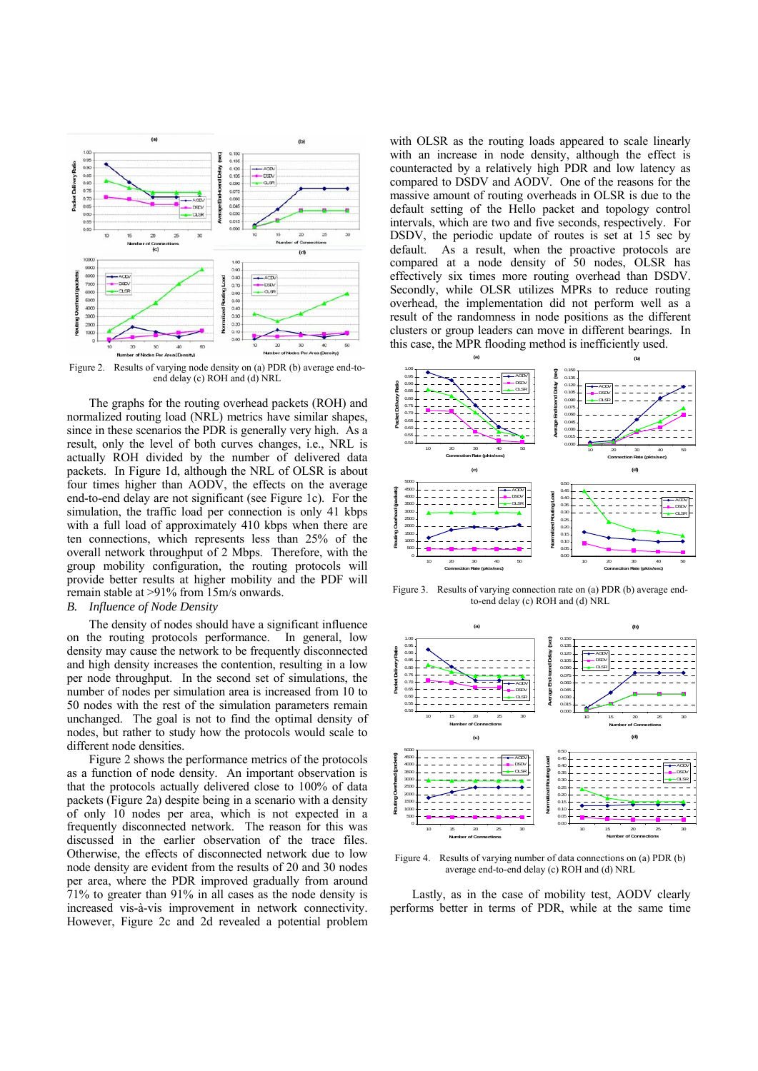Figure 2. Results of varying node density on (a) PDR (b) average end-to-end delay (c) ROH and (d) NRL

The graphs for the routing overhead packets (ROH) and normalized routing load (NRL) metrics have similar shapes, since in these scenarios the PDR is generally very high. As a result, only the level of both curves changes, i.e., NRL is actually ROH divided by the number of delivered data packets. In Figure 1d, although the NRL of OLSR is about four times higher than AODV, the effects on the average end-to-end delay are not significant (see Figure 1c). For the simulation, the traffic load per connection is only 41 kbps with a full load of approximately 410 kbps when there are ten connections, which represents less than 25% of the overall network throughput of 2 Mbps. Therefore, with the group mobility configuration, the routing protocols will provide better results at higher mobility and the PDF will remain stable at >91% from 15m/s onwards.

### B. *Influence of Node Density*

The density of nodes should have a significant influence on the routing protocols performance. In general, low density may cause the network to be frequently disconnected and high density increases the contention, resulting in a low per node throughput. In the second set of simulations, the number of nodes per simulation area is increased from 10 to 50 nodes with the rest of the simulation parameters remain unchanged. The goal is not to find the optimal density of nodes, but rather to study how the protocols would scale to different node densities.

Figure 2 shows the performance metrics of the protocols as a function of node density. An important observation is that the protocols actually delivered close to 100% of data packets (Figure 2a) despite being in a scenario with a density of only 10 nodes per area, which is not expected in a frequently disconnected network. The reason for this was discussed in the earlier observation of the trace files. Otherwise, the effects of disconnected network due to low node density are evident from the results of 20 and 30 nodes per area, where the PDR improved gradually from around 71% to greater than 91% in all cases as the node density is increased vis-à-vis improvement in network connectivity. However, Figure 2c and 2d revealed a potential problem with OLSR as the routing loads appeared to scale linearly with an increase in node density, although the effect is counteracted by a relatively high PDR and low latency as compared to DSDV and AODV. One of the reasons for the massive amount of routing overheads in OLSR is due to the default setting of the Hello packet and topology control intervals, which are two and five seconds, respectively. For DSDV, the periodic update of routes is set at 15 sec by default. As a result, when the proactive protocols are compared at a node density of 50 nodes, OLSR has effectively six times more routing overhead than DSDV. Secondly, while OLSR utilizes MPRs to reduce routing overhead, the implementation did not perform well as a result of the randomness in node positions as the different clusters or group leaders can move in different bearings. In this case, the MPR flooding method is inefficiently used.

Figure 3. Results of varying connection rate on (a) PDR (b) average end-to-end delay (c) ROH and (d) NRL

Figure 4. Results of varying number of data connections on (a) PDR (b) average end-to-end delay (c) ROH and (d) NRL

Lastly, as in the case of mobility test, AODV clearly performs better in terms of PDR, while at the same time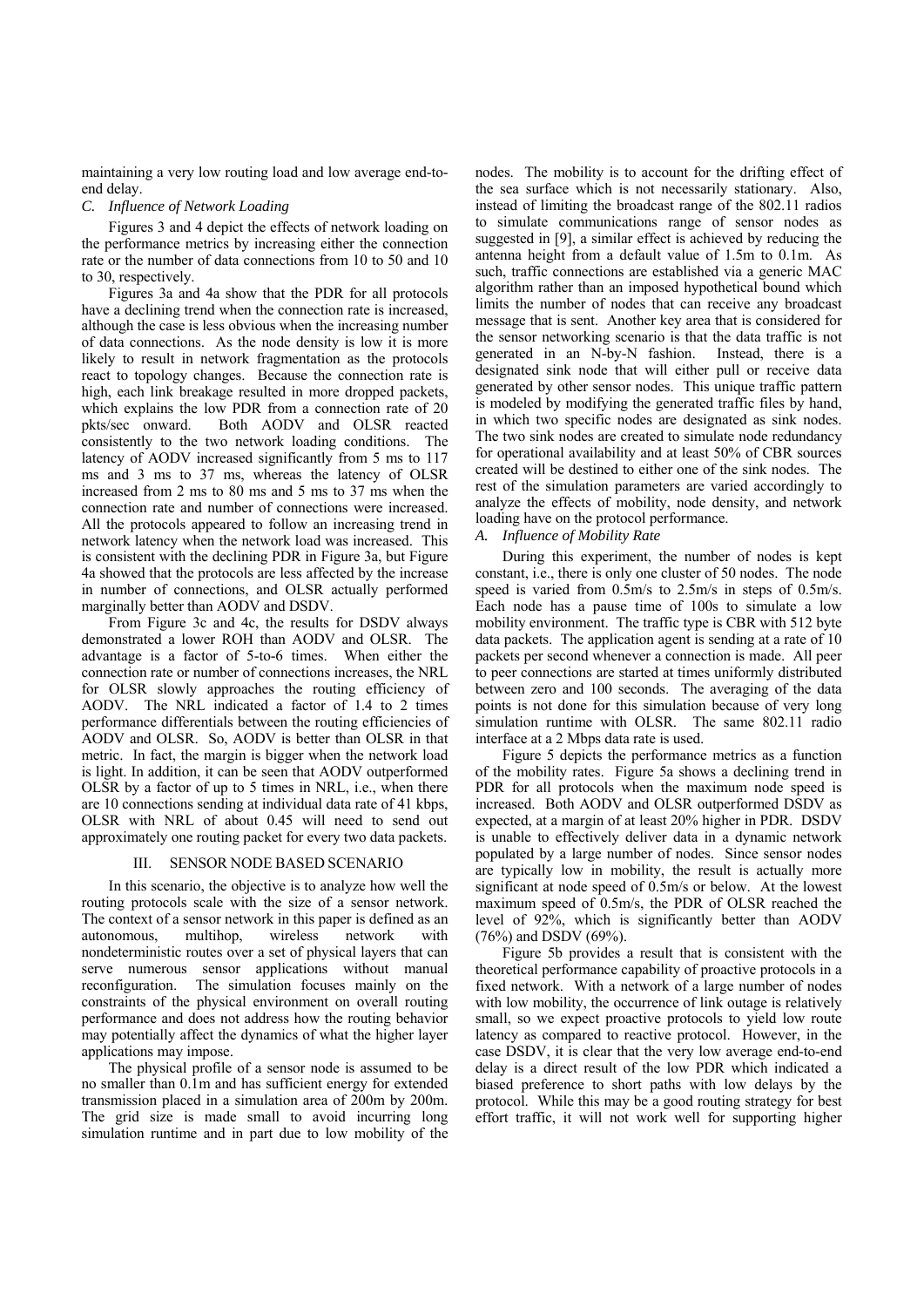maintaining a very low routing load and low average end-to-end delay.

### *C. Influence of Network Loading*

Figures 3 and 4 depict the effects of network loading on the performance metrics by increasing either the connection rate or the number of data connections from 10 to 50 and 10 to 30, respectively.

Figures 3a and 4a show that the PDR for all protocols have a declining trend when the connection rate is increased, although the case is less obvious when the increasing number of data connections. As the node density is low it is more likely to result in network fragmentation as the protocols react to topology changes. Because the connection rate is high, each link breakage resulted in more dropped packets, which explains the low PDR from a connection rate of 20 pkts/sec onward. Both AODV and OLSR reacted consistently to the two network loading conditions. The latency of AODV increased significantly from 5 ms to 117 ms and 3 ms to 37 ms, whereas the latency of OLSR increased from 2 ms to 80 ms and 5 ms to 37 ms when the connection rate and number of connections were increased. All the protocols appeared to follow an increasing trend in network latency when the network load was increased. This is consistent with the declining PDR in Figure 3a, but Figure 4a showed that the protocols are less affected by the increase in number of connections, and OLSR actually performed marginally better than AODV and DSDV.

From Figure 3c and 4c, the results for DSDV always demonstrated a lower ROH than AODV and OLSR. The advantage is a factor of 5-to-6 times. When either the connection rate or number of connections increases, the NRL for OLSR slowly approaches the routing efficiency of AODV. The NRL indicated a factor of 1.4 to 2 times performance differentials between the routing efficiencies of AODV and OLSR. So, AODV is better than OLSR in that metric. In fact, the margin is bigger when the network load is light. In addition, it can be seen that AODV outperformed OLSR by a factor of up to 5 times in NRL, i.e., when there are 10 connections sending at individual data rate of 41 kbps, OLSR with NRL of about 0.45 will need to send out approximately one routing packet for every two data packets.

## III. Sensor Node Based Scenario

In this scenario, the objective is to analyze how well the routing protocols scale with the size of a sensor network. The context of a sensor network in this paper is defined as an autonomous, multihop, wireless network with nondeterministic routes over a set of physical layers that can serve numerous sensor applications without manual reconfiguration. The simulation focuses mainly on the constraints of the physical environment on overall routing performance and does not address how the routing behavior may potentially affect the dynamics of what the higher layer applications may impose.

The physical profile of a sensor node is assumed to be no smaller than 0.1m and has sufficient energy for extended transmission placed in a simulation area of 200m by 200m. The grid size is made small to avoid incurring long simulation runtime and in part due to low mobility of the nodes. The mobility is to account for the drifting effect of the sea surface which is not necessarily stationary. Also, instead of limiting the broadcast range of the 802.11 radios to simulate communications range of sensor nodes as suggested in [9], a similar effect is achieved by reducing the antenna height from a default value of 1.5m to 0.1m. As such, traffic connections are established via a generic MAC algorithm rather than an imposed hypothetical bound which limits the number of nodes that can receive any broadcast message that is sent. Another key area that is considered for the sensor networking scenario is that the data traffic is not generated in an N-by-N fashion. Instead, there is a designated sink node that will either pull or receive data generated by other sensor nodes. This unique traffic pattern is modeled by modifying the generated traffic files by hand, in which two specific nodes are designated as sink nodes. The two sink nodes are created to simulate node redundancy for operational availability and at least 50% of CBR sources created will be destined to either one of the sink nodes. The rest of the simulation parameters are varied accordingly to analyze the effects of mobility, node density, and network loading have on the protocol performance.

### *A. Influence of Mobility Rate*

During this experiment, the number of nodes is kept constant, i.e., there is only one cluster of 50 nodes. The node speed is varied from 0.5m/s to 2.5m/s in steps of 0.5m/s. Each node has a pause time of 100s to simulate a low mobility environment. The traffic type is CBR with 512 byte data packets. The application agent is sending at a rate of 10 packets per second whenever a connection is made. All peer to peer connections are started at times uniformly distributed between zero and 100 seconds. The averaging of the data points is not done for this simulation because of very long simulation runtime with OLSR. The same 802.11 radio interface at a 2 Mbps data rate is used.

Figure 5 depicts the performance metrics as a function of the mobility rates. Figure 5a shows a declining trend in PDR for all protocols when the maximum node speed is increased. Both AODV and OLSR outperformed DSDV as expected, at a margin of at least 20% higher in PDR. DSDV is unable to effectively deliver data in a dynamic network populated by a large number of nodes. Since sensor nodes are typically low in mobility, the result is actually more significant at node speed of 0.5m/s or below. At the lowest maximum speed of 0.5m/s, the PDR of OLSR reached the level of 92%, which is significantly better than AODV (76%) and DSDV (69%).

Figure 5b provides a result that is consistent with the theoretical performance capability of proactive protocols in a fixed network. With a network of a large number of nodes with low mobility, the occurrence of link outage is relatively small, so we expect proactive protocols to yield low route latency as compared to reactive protocol. However, in the case DSDV, it is clear that the very low average end-to-end delay is a direct result of the low PDR which indicated a biased preference to short paths with low delays by the protocol. While this may be a good routing strategy for best effort traffic, it will not work well for supporting higher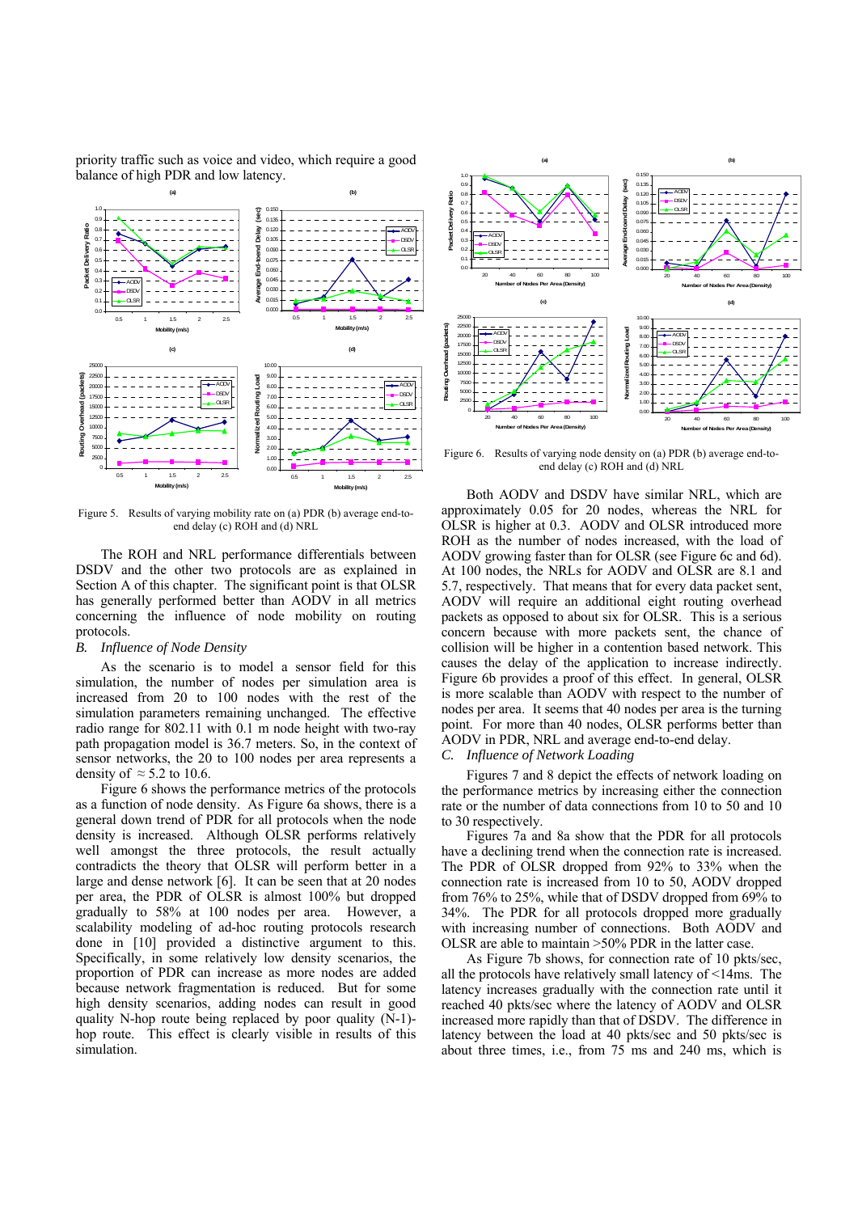priority traffic such as voice and video, which require a good balance of high PDR and low latency.

Figure 5. Results of varying mobility rate on (a) PDR (b) average end-to-end delay (c) ROH and (d) NRL

The ROH and NRL performance differentials between DSDV and the other two protocols are as explained in Section A of this chapter. The significant point is that OLSR has generally performed better than AODV in all metrics concerning the influence of node mobility on routing protocols.

### *B. Influence of Node Density*

As the scenario is to model a sensor field for this simulation, the number of nodes per simulation area is increased from 20 to 100 nodes with the rest of the simulation parameters remaining unchanged. The effective radio range for 802.11 with 0.1 m node height with two-ray path propagation model is 36.7 meters. So, in the context of sensor networks, the 20 to 100 nodes per area represents a density of ≈ 5.2 to 10.6.

Figure 6 shows the performance metrics of the protocols as a function of node density. As Figure 6a shows, there is a general down trend of PDR for all protocols when the node density is increased. Although OLSR performs relatively well amongst the three protocols, the result actually contradicts the theory that OLSR will perform better in a large and dense network [6]. It can be seen that at 20 nodes per area, the PDR of OLSR is almost 100% but dropped gradually to 58% at 100 nodes per area. However, a scalability modeling of ad-hoc routing protocols research done in [10] provided a distinctive argument to this. Specifically, in some relatively low density scenarios, the proportion of PDR can increase as more nodes are added because network fragmentation is reduced. But for some high density scenarios, adding nodes can result in good quality N-hop route being replaced by poor quality (N-1)-hop route. This effect is clearly visible in results of this simulation.

Figure 6. Results of varying node density on (a) PDR (b) average end-to-end delay (c) ROH and (d) NRL

Both AODV and DSDV have similar NRL, which are approximately 0.05 for 20 nodes, whereas the NRL for OLSR is higher at 0.3. AODV and OLSR introduced more ROH as the number of nodes increased, with the load of AODV growing faster than for OLSR (see Figure 6c and 6d). At 100 nodes, the NRLs for AODV and OLSR are 8.1 and 5.7, respectively. That means that for every data packet sent, AODV will require an additional eight routing overhead packets as opposed to about six for OLSR. This is a serious concern because with more packets sent, the chance of collision will be higher in a contention based network. This causes the delay of the application to increase indirectly. Figure 6b provides a proof of this effect. In general, OLSR is more scalable than AODV with respect to the number of nodes per area. It seems that 40 nodes per area is the turning point. For more than 40 nodes, OLSR performs better than AODV in PDR, NRL and average end-to-end delay.

### *C. Influence of Network Loading*

Figures 7 and 8 depict the effects of network loading on the performance metrics by increasing either the connection rate or the number of data connections from 10 to 50 and 10 to 30 respectively.

Figures 7a and 8a show that the PDR for all protocols have a declining trend when the connection rate is increased. The PDR of OLSR dropped from 92% to 33% when the connection rate is increased from 10 to 50, AODV dropped from 76% to 25%, while that of DSDV dropped from 69% to 34%. The PDR for all protocols dropped more gradually with increasing number of connections. Both AODV and OLSR are able to maintain >50% PDR in the latter case.

As Figure 7b shows, for connection rate of 10 pkts/sec, all the protocols have relatively small latency of <14ms. The latency increases gradually with the connection rate until it reached 40 pkts/sec where the latency of AODV and OLSR increased more rapidly than that of DSDV. The difference in latency between the load at 40 pkts/sec and 50 pkts/sec is about three times, i.e., from 75 ms and 240 ms, which is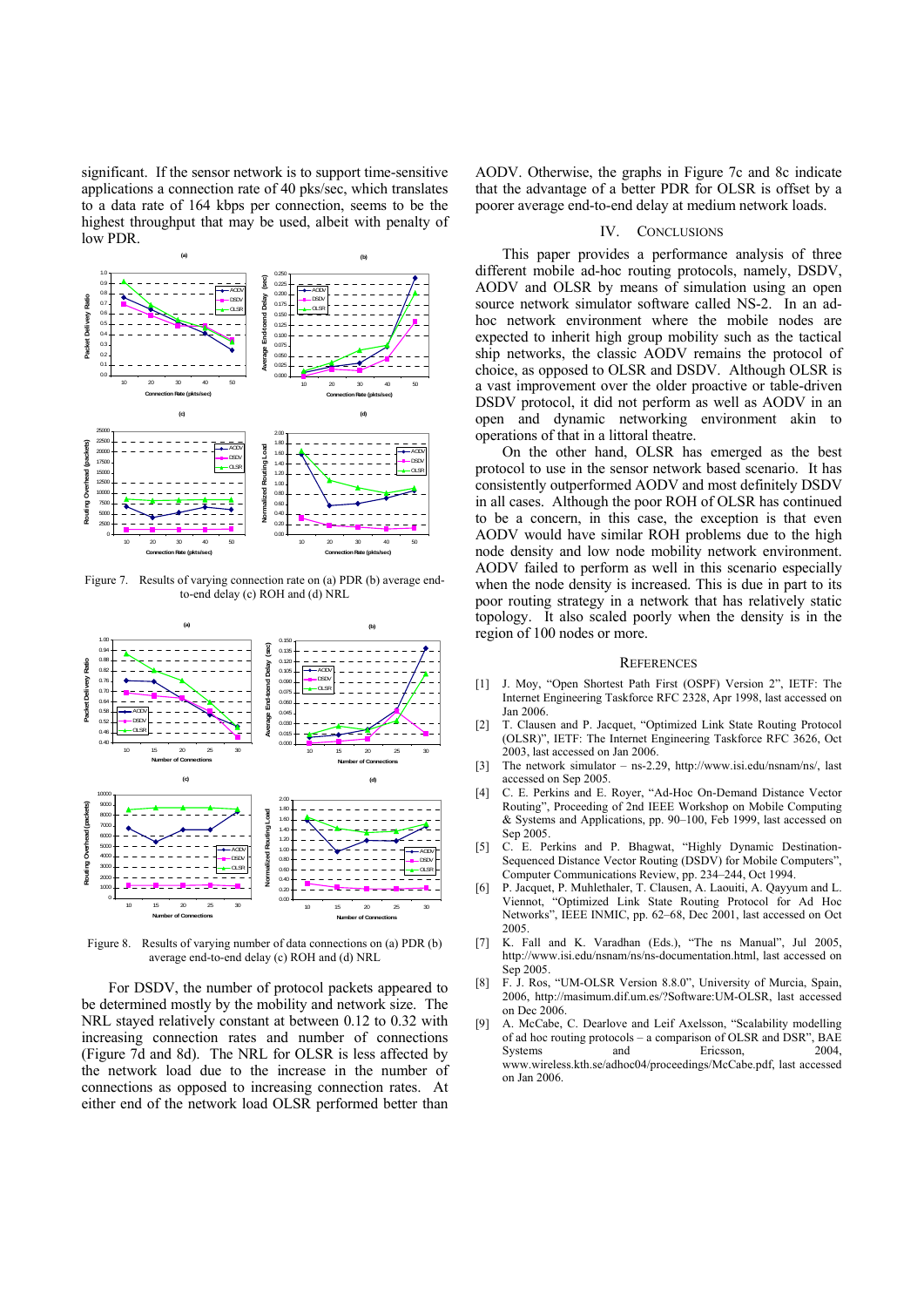significant. If the sensor network is to support time-sensitive applications a connection rate of 40 pks/sec, which translates to a data rate of 164 kbps per connection, seems to be the highest throughput that may be used, albeit with penalty of low PDR.

(a)

Packet Delivery Ratio

Connection Rate (pkts/sec)

AODV
DSDV
OLSR

(b)

Average End-to-end Delay (sec)

Connection Rate (pkts/sec)

AODV
DSDV
OLSR

(c)

Routing Overhead (packets)

Connection Rate (pkts/sec)

AODV
DSDV
OLSR

(d)

Normalized Routing Load

Connection Rate (pkts/sec)

AODV
DSDV
OLSR

Figure 7. Results of varying connection rate on (a) PDR (b) average end-to-end delay (c) ROH and (d) NRL

(a)

Packet Delivery Ratio

Number of Connections

AODV
DSDV
OLSR

(b)

Average End-to-end Delay (sec)

Number of Connections

AODV
DSDV
OLSR

(c)

Routing Overhead (packets)

Number of Connections

AODV
DSDV
OLSR

(d)

Normalized Routing Load

Number of Connections

AODV
DSDV
OLSR

Figure 8. Results of varying number of data connections on (a) PDR (b) average end-to-end delay (c) ROH and (d) NRL

For DSDV, the number of protocol packets appeared to be determined mostly by the mobility and network size. The NRL stayed relatively constant at between 0.12 to 0.32 with increasing connection rates and number of connections (Figure 7d and 8d). The NRL for OLSR is less affected by the network load due to the increase in the number of connections as opposed to increasing connection rates. At either end of the network load OLSR performed better than AODV. Otherwise, the graphs in Figure 7c and 8c indicate that the advantage of a better PDR for OLSR is offset by a poorer average end-to-end delay at medium network loads.

## IV. CONCLUSIONS

This paper provides a performance analysis of three different mobile ad-hoc routing protocols, namely, DSDV, AODV and OLSR by means of simulation using an open source network simulator software called NS-2. In an ad-hoc network environment where the mobile nodes are expected to inherit high group mobility such as the tactical ship networks, the classic AODV remains the protocol of choice, as opposed to OLSR and DSDV. Although OLSR is a vast improvement over the older proactive or table-driven DSDV protocol, it did not perform as well as AODV in an open and dynamic networking environment akin to operations of that in a littoral theatre.

On the other hand, OLSR has emerged as the best protocol to use in the sensor network based scenario. It has consistently outperformed AODV and most definitely DSDV in all cases. Although the poor ROH of OLSR has continued to be a concern, in this case, the exception is that even AODV would have similar ROH problems due to the high node density and low node mobility network environment. AODV failed to perform as well in this scenario especially when the node density is increased. This is due in part to its poor routing strategy in a network that has relatively static topology. It also scaled poorly when the density is in the region of 100 nodes or more.

## REFERENCES

[1] J. Moy, "Open Shortest Path First (OSPF) Version 2", IETF: The Internet Engineering Taskforce RFC 2328, Apr 1998, last accessed on Jan 2006.

[2] T. Clausen and P. Jacquet, "Optimized Link State Routing Protocol (OLSR)", IETF: The Internet Engineering Taskforce RFC 3626, Oct 2003, last accessed on Jan 2006.

[3] The network simulator – ns-2.29, http://www.isi.edu/nsnam/ns/, last accessed on Sep 2005.

[4] C. E. Perkins and E. Royer, "Ad-Hoc On-Demand Distance Vector Routing", Proceeding of 2nd IEEE Workshop on Mobile Computing & Systems and Applications, pp. 90–100, Feb 1999, last accessed on Sep 2005.

[5] C. E. Perkins and P. Bhagwat, "Highly Dynamic Destination-Sequenced Distance Vector Routing (DSDV) for Mobile Computers", Computer Communications Review, pp. 234–244, Oct 1994.

[6] P. Jacquet, P. Muhlethaler, T. Clausen, A. Laouiti, A. Qayyum and L. Viennot, "Optimized Link State Routing Protocol for Ad Hoc Networks", IEEE INMIC, pp. 62–68, Dec 2001, last accessed on Oct 2005.

[7] K. Fall and K. Varadhan (Eds.), "The ns Manual", Jul 2005, http://www.isi.edu/nsnam/ns/ns-documentation.html, last accessed on Sep 2005.

[8] F. J. Ros, "UM-OLSR Version 8.8.0", University of Murcia, Spain, 2006, http://masimum.dif.um.es/?Software:UM-OLSR, last accessed on Dec 2006.

[9] A. McCabe, C. Dearlove and Leif Axelsson, "Scalability modelling of ad hoc routing protocols – a comparison of OLSR and DSR", BAE Systems and Ericsson, 2004, www.wireless.kth.se/adhoc04/proceedings/McCabe.pdf, last accessed on Jan 2006.